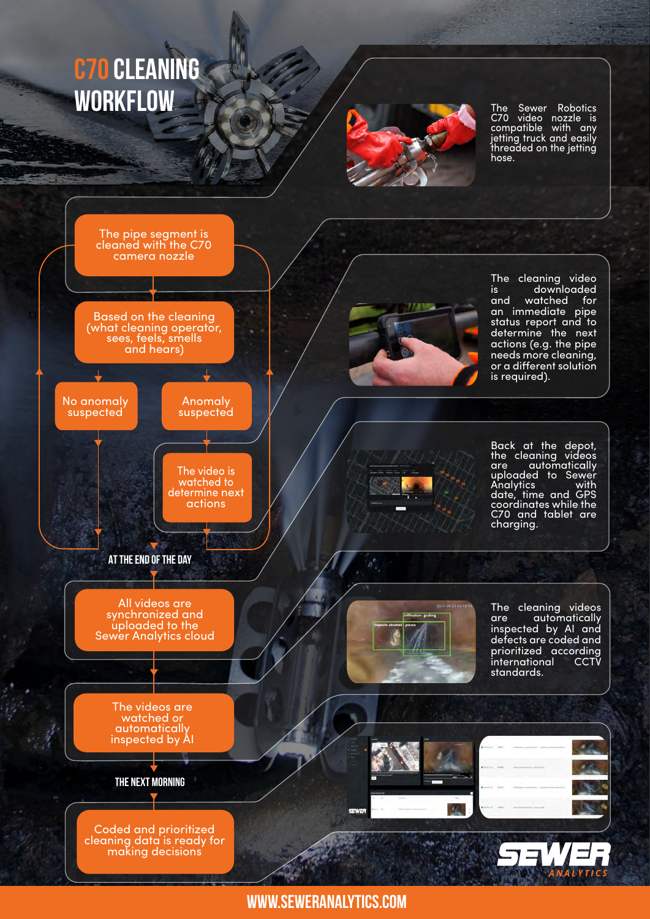# C70 CLEANING WORKFLOW

The pipe segment is cleaned with the C70 camera nozzle

Based on the cleaning (what cleaning operator, sees, feels, smells and hears)

No anomaly suspected

Anomaly suspected

The video is watched to determine next actions

**AT THE END OF THE DAY**

All videos are synchronized and uploaded to the Sewer Analytics cloud

The videos are watched or automatically inspected by AI

**THE NEXT MORNING**

Coded and prioritized cleaning data is ready for making decisions

The Sewer Robotics C70 video nozzle is compatible with any jetting truck and easily threaded on the jetting hose.

The cleaning video is downloaded and watched for an immediate pipe status report and to determine the next actions (e.g. the pipe needs more cleaning, or a different solution is required).

Back at the depot, the cleaning videos are automatically uploaded to Sewer Analytics with date, time and GPS coordinates while the C70 and tablet are charging.

The cleaning videos are automatically inspected by AI and defects are coded and prioritized according international CCTV standards.

SEWER ANALYTICS

**WWW.SEWERANALYTICS.COM**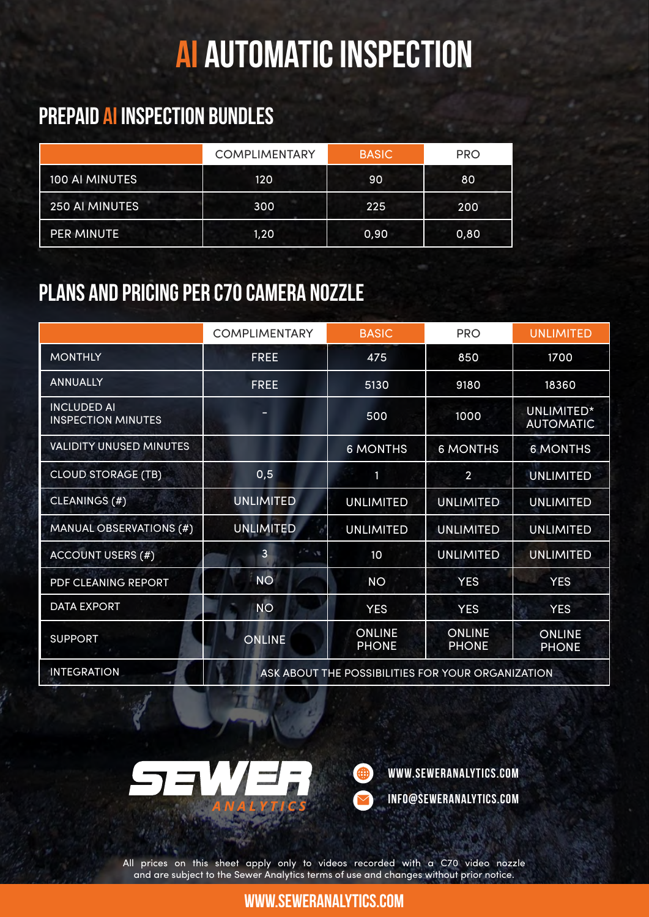# AI AUTOMATIC INSPECTION

## PREPAID AI INSPECTION BUNDLES

| | COMPLIMENTARY | BASIC | PRO |
|---|---|---|---|
| 100 AI MINUTES | 120 | 90 | 80 |
| 250 AI MINUTES | 300 | 225 | 200 |
| PER MINUTE | 1,20 | 0,90 | 0,80 |

## PLANS AND PRICING PER C70 CAMERA NOZZLE

| | COMPLIMENTARY | BASIC | PRO | UNLIMITED |
|---|---|---|---|---|
| MONTHLY | FREE | 475 | 850 | 1700 |
| ANNUALLY | FREE | 5130 | 9180 | 18360 |
| INCLUDED AI INSPECTION MINUTES | - | 500 | 1000 | UNLIMITED* AUTOMATIC |
| VALIDITY UNUSED MINUTES | | 6 MONTHS | 6 MONTHS | 6 MONTHS |
| CLOUD STORAGE (TB) | 0,5 | 1 | 2 | UNLIMITED |
| CLEANINGS (#) | UNLIMITED | UNLIMITED | UNLIMITED | UNLIMITED |
| MANUAL OBSERVATIONS (#) | UNLIMITED | UNLIMITED | UNLIMITED | UNLIMITED |
| ACCOUNT USERS (#) | 3 | 10 | UNLIMITED | UNLIMITED |
| PDF CLEANING REPORT | NO | NO | YES | YES |
| DATA EXPORT | NO | YES | YES | YES |
| SUPPORT | ONLINE | ONLINE PHONE | ONLINE PHONE | ONLINE PHONE |
| INTEGRATION | ASK ABOUT THE POSSIBILITIES FOR YOUR ORGANIZATION | | | |

SEWER ANALYTICS

WWW.SEWERANALYTICS.COM

INFO@SEWERANALYTICS.COM

All prices on this sheet apply only to videos recorded with a C70 video nozzle and are subject to the Sewer Analytics terms of use and changes without prior notice.

WWW.SEWERANALYTICS.COM